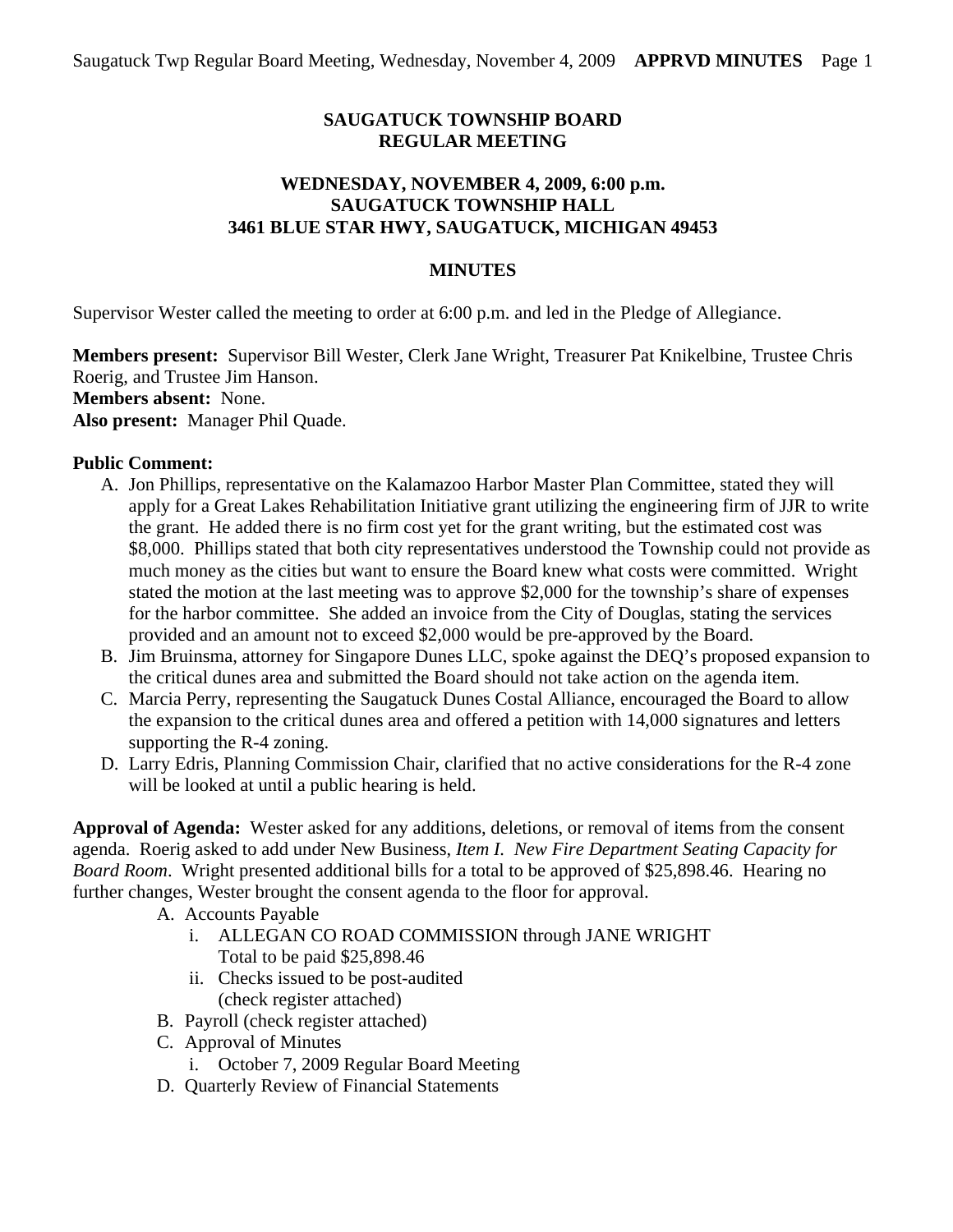**SAUGATUCK TOWNSHIP BOARD**
**REGULAR MEETING**

**WEDNESDAY, NOVEMBER 4, 2009, 6:00 p.m.**
**SAUGATUCK TOWNSHIP HALL**
**3461 BLUE STAR HWY, SAUGATUCK, MICHIGAN 49453**

**MINUTES**

Supervisor Wester called the meeting to order at 6:00 p.m. and led in the Pledge of Allegiance.

**Members present:** Supervisor Bill Wester, Clerk Jane Wright, Treasurer Pat Knikelbine, Trustee Chris Roerig, and Trustee Jim Hanson.
**Members absent:** None.
**Also present:** Manager Phil Quade.

**Public Comment:**

A. Jon Phillips, representative on the Kalamazoo Harbor Master Plan Committee, stated they will apply for a Great Lakes Rehabilitation Initiative grant utilizing the engineering firm of JJR to write the grant. He added there is no firm cost yet for the grant writing, but the estimated cost was $8,000. Phillips stated that both city representatives understood the Township could not provide as much money as the cities but want to ensure the Board knew what costs were committed. Wright stated the motion at the last meeting was to approve $2,000 for the township's share of expenses for the harbor committee. She added an invoice from the City of Douglas, stating the services provided and an amount not to exceed $2,000 would be pre-approved by the Board.
B. Jim Bruinsma, attorney for Singapore Dunes LLC, spoke against the DEQ's proposed expansion to the critical dunes area and submitted the Board should not take action on the agenda item.
C. Marcia Perry, representing the Saugatuck Dunes Costal Alliance, encouraged the Board to allow the expansion to the critical dunes area and offered a petition with 14,000 signatures and letters supporting the R-4 zoning.
D. Larry Edris, Planning Commission Chair, clarified that no active considerations for the R-4 zone will be looked at until a public hearing is held.

**Approval of Agenda:** Wester asked for any additions, deletions, or removal of items from the consent agenda. Roerig asked to add under New Business, *Item I. New Fire Department Seating Capacity for Board Room*. Wright presented additional bills for a total to be approved of $25,898.46. Hearing no further changes, Wester brought the consent agenda to the floor for approval.

A. Accounts Payable
    i. ALLEGAN CO ROAD COMMISSION through JANE WRIGHT
       Total to be paid $25,898.46
    ii. Checks issued to be post-audited
       (check register attached)
B. Payroll (check register attached)
C. Approval of Minutes
    i. October 7, 2009 Regular Board Meeting
D. Quarterly Review of Financial Statements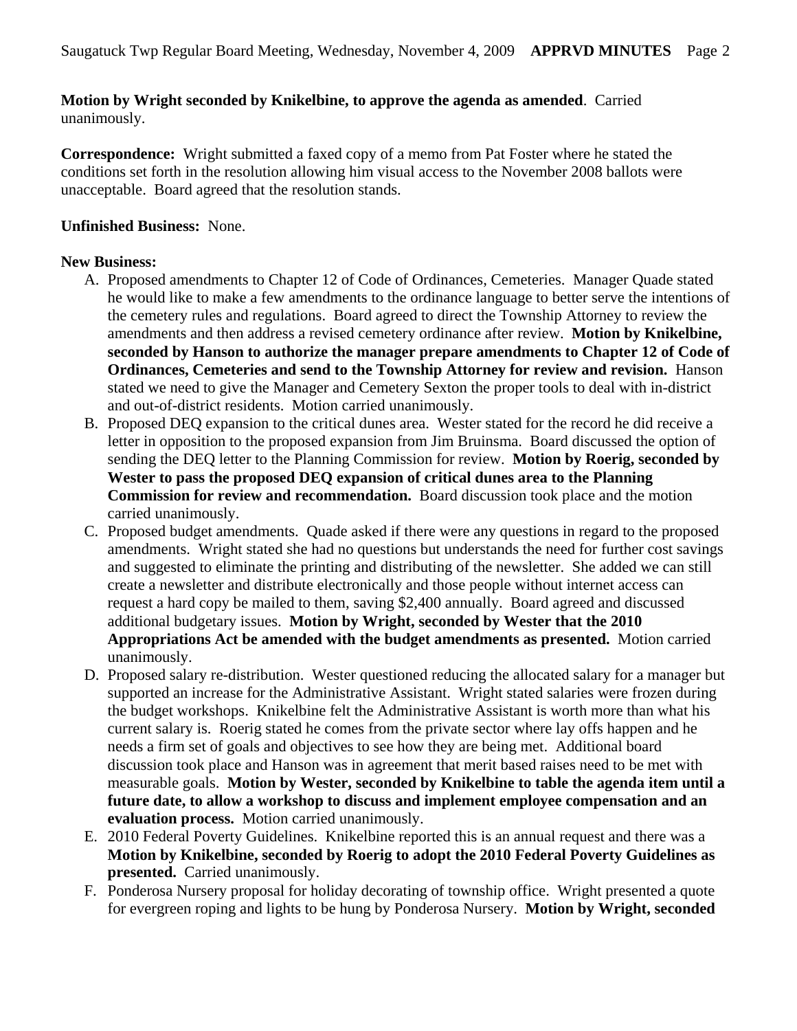**Motion by Wright seconded by Knikelbine, to approve the agenda as amended**. Carried unanimously.

**Correspondence:** Wright submitted a faxed copy of a memo from Pat Foster where he stated the conditions set forth in the resolution allowing him visual access to the November 2008 ballots were unacceptable. Board agreed that the resolution stands.

**Unfinished Business:** None.

**New Business:**

A. Proposed amendments to Chapter 12 of Code of Ordinances, Cemeteries. Manager Quade stated he would like to make a few amendments to the ordinance language to better serve the intentions of the cemetery rules and regulations. Board agreed to direct the Township Attorney to review the amendments and then address a revised cemetery ordinance after review. **Motion by Knikelbine, seconded by Hanson to authorize the manager prepare amendments to Chapter 12 of Code of Ordinances, Cemeteries and send to the Township Attorney for review and revision.** Hanson stated we need to give the Manager and Cemetery Sexton the proper tools to deal with in-district and out-of-district residents. Motion carried unanimously.

B. Proposed DEQ expansion to the critical dunes area. Wester stated for the record he did receive a letter in opposition to the proposed expansion from Jim Bruinsma. Board discussed the option of sending the DEQ letter to the Planning Commission for review. **Motion by Roerig, seconded by Wester to pass the proposed DEQ expansion of critical dunes area to the Planning Commission for review and recommendation.** Board discussion took place and the motion carried unanimously.

C. Proposed budget amendments. Quade asked if there were any questions in regard to the proposed amendments. Wright stated she had no questions but understands the need for further cost savings and suggested to eliminate the printing and distributing of the newsletter. She added we can still create a newsletter and distribute electronically and those people without internet access can request a hard copy be mailed to them, saving $2,400 annually. Board agreed and discussed additional budgetary issues. **Motion by Wright, seconded by Wester that the 2010 Appropriations Act be amended with the budget amendments as presented.** Motion carried unanimously.

D. Proposed salary re-distribution. Wester questioned reducing the allocated salary for a manager but supported an increase for the Administrative Assistant. Wright stated salaries were frozen during the budget workshops. Knikelbine felt the Administrative Assistant is worth more than what his current salary is. Roerig stated he comes from the private sector where lay offs happen and he needs a firm set of goals and objectives to see how they are being met. Additional board discussion took place and Hanson was in agreement that merit based raises need to be met with measurable goals. **Motion by Wester, seconded by Knikelbine to table the agenda item until a future date, to allow a workshop to discuss and implement employee compensation and an evaluation process.** Motion carried unanimously.

E. 2010 Federal Poverty Guidelines. Knikelbine reported this is an annual request and there was a **Motion by Knikelbine, seconded by Roerig to adopt the 2010 Federal Poverty Guidelines as presented.** Carried unanimously.

F. Ponderosa Nursery proposal for holiday decorating of township office. Wright presented a quote for evergreen roping and lights to be hung by Ponderosa Nursery. **Motion by Wright, seconded**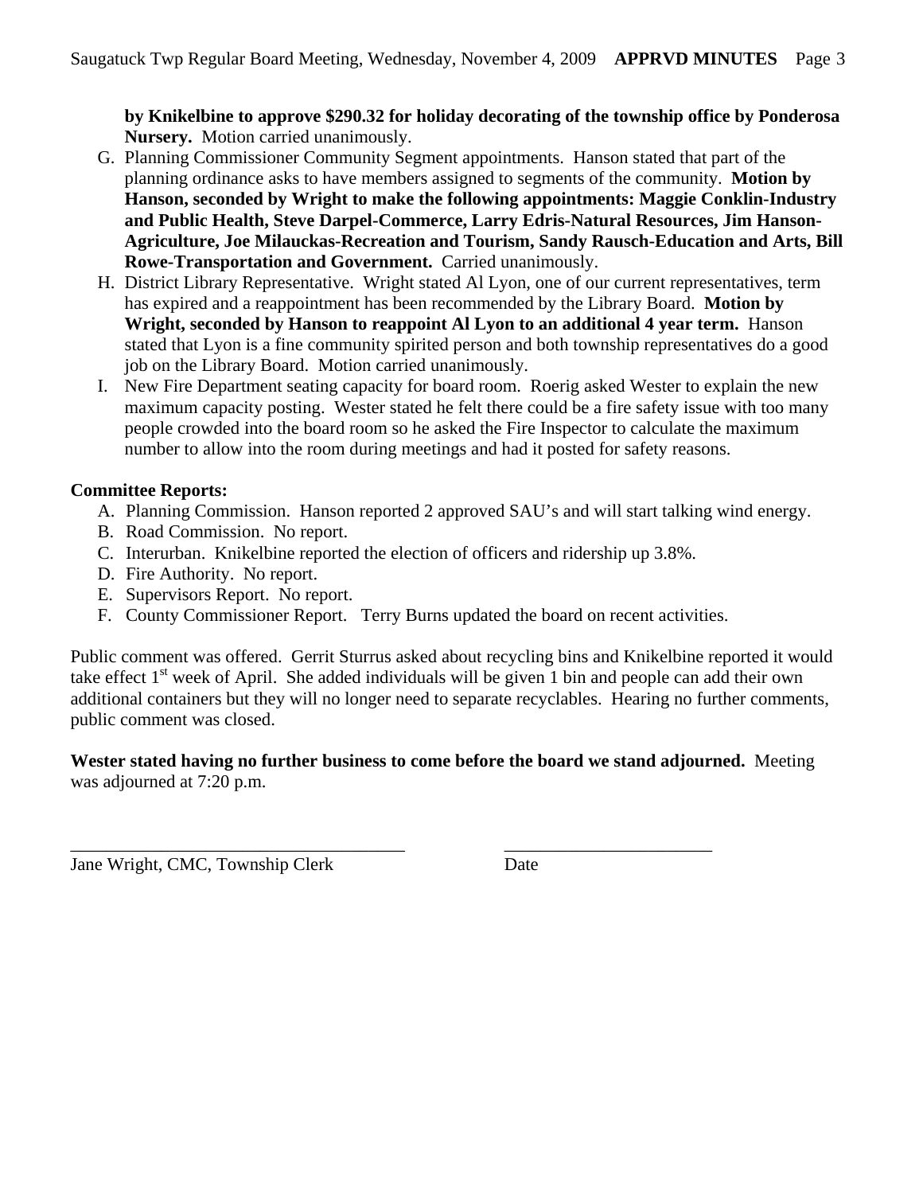**by Knikelbine to approve $290.32 for holiday decorating of the township office by Ponderosa Nursery.** Motion carried unanimously.

G. Planning Commissioner Community Segment appointments. Hanson stated that part of the planning ordinance asks to have members assigned to segments of the community. **Motion by Hanson, seconded by Wright to make the following appointments: Maggie Conklin-Industry and Public Health, Steve Darpel-Commerce, Larry Edris-Natural Resources, Jim Hanson-Agriculture, Joe Milauckas-Recreation and Tourism, Sandy Rausch-Education and Arts, Bill Rowe-Transportation and Government.** Carried unanimously.
H. District Library Representative. Wright stated Al Lyon, one of our current representatives, term has expired and a reappointment has been recommended by the Library Board. **Motion by Wright, seconded by Hanson to reappoint Al Lyon to an additional 4 year term.** Hanson stated that Lyon is a fine community spirited person and both township representatives do a good job on the Library Board. Motion carried unanimously.
I. New Fire Department seating capacity for board room. Roerig asked Wester to explain the new maximum capacity posting. Wester stated he felt there could be a fire safety issue with too many people crowded into the board room so he asked the Fire Inspector to calculate the maximum number to allow into the room during meetings and had it posted for safety reasons.

**Committee Reports:**

A. Planning Commission. Hanson reported 2 approved SAU's and will start talking wind energy.
B. Road Commission. No report.
C. Interurban. Knikelbine reported the election of officers and ridership up 3.8%.
D. Fire Authority. No report.
E. Supervisors Report. No report.
F. County Commissioner Report. Terry Burns updated the board on recent activities.

Public comment was offered. Gerrit Sturrus asked about recycling bins and Knikelbine reported it would take effect 1st week of April. She added individuals will be given 1 bin and people can add their own additional containers but they will no longer need to separate recyclables. Hearing no further comments, public comment was closed.

**Wester stated having no further business to come before the board we stand adjourned.** Meeting was adjourned at 7:20 p.m.

_____________________________________ _______________________

Jane Wright, CMC, Township Clerk Date